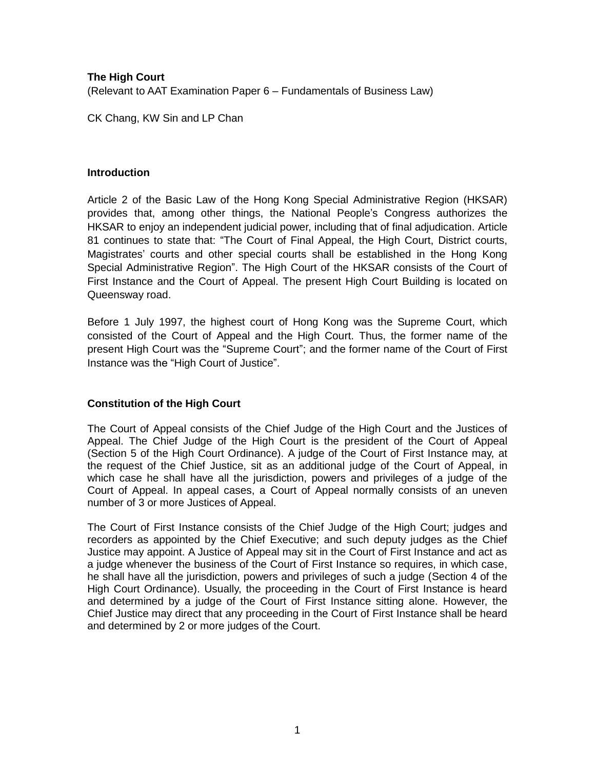**The High Court**
(Relevant to AAT Examination Paper 6 – Fundamentals of Business Law)

CK Chang, KW Sin and LP Chan

## Introduction

Article 2 of the Basic Law of the Hong Kong Special Administrative Region (HKSAR) provides that, among other things, the National People's Congress authorizes the HKSAR to enjoy an independent judicial power, including that of final adjudication. Article 81 continues to state that: "The Court of Final Appeal, the High Court, District courts, Magistrates' courts and other special courts shall be established in the Hong Kong Special Administrative Region". The High Court of the HKSAR consists of the Court of First Instance and the Court of Appeal. The present High Court Building is located on Queensway road.

Before 1 July 1997, the highest court of Hong Kong was the Supreme Court, which consisted of the Court of Appeal and the High Court. Thus, the former name of the present High Court was the "Supreme Court"; and the former name of the Court of First Instance was the "High Court of Justice".

## Constitution of the High Court

The Court of Appeal consists of the Chief Judge of the High Court and the Justices of Appeal. The Chief Judge of the High Court is the president of the Court of Appeal (Section 5 of the High Court Ordinance). A judge of the Court of First Instance may, at the request of the Chief Justice, sit as an additional judge of the Court of Appeal, in which case he shall have all the jurisdiction, powers and privileges of a judge of the Court of Appeal. In appeal cases, a Court of Appeal normally consists of an uneven number of 3 or more Justices of Appeal.

The Court of First Instance consists of the Chief Judge of the High Court; judges and recorders as appointed by the Chief Executive; and such deputy judges as the Chief Justice may appoint. A Justice of Appeal may sit in the Court of First Instance and act as a judge whenever the business of the Court of First Instance so requires, in which case, he shall have all the jurisdiction, powers and privileges of such a judge (Section 4 of the High Court Ordinance). Usually, the proceeding in the Court of First Instance is heard and determined by a judge of the Court of First Instance sitting alone. However, the Chief Justice may direct that any proceeding in the Court of First Instance shall be heard and determined by 2 or more judges of the Court.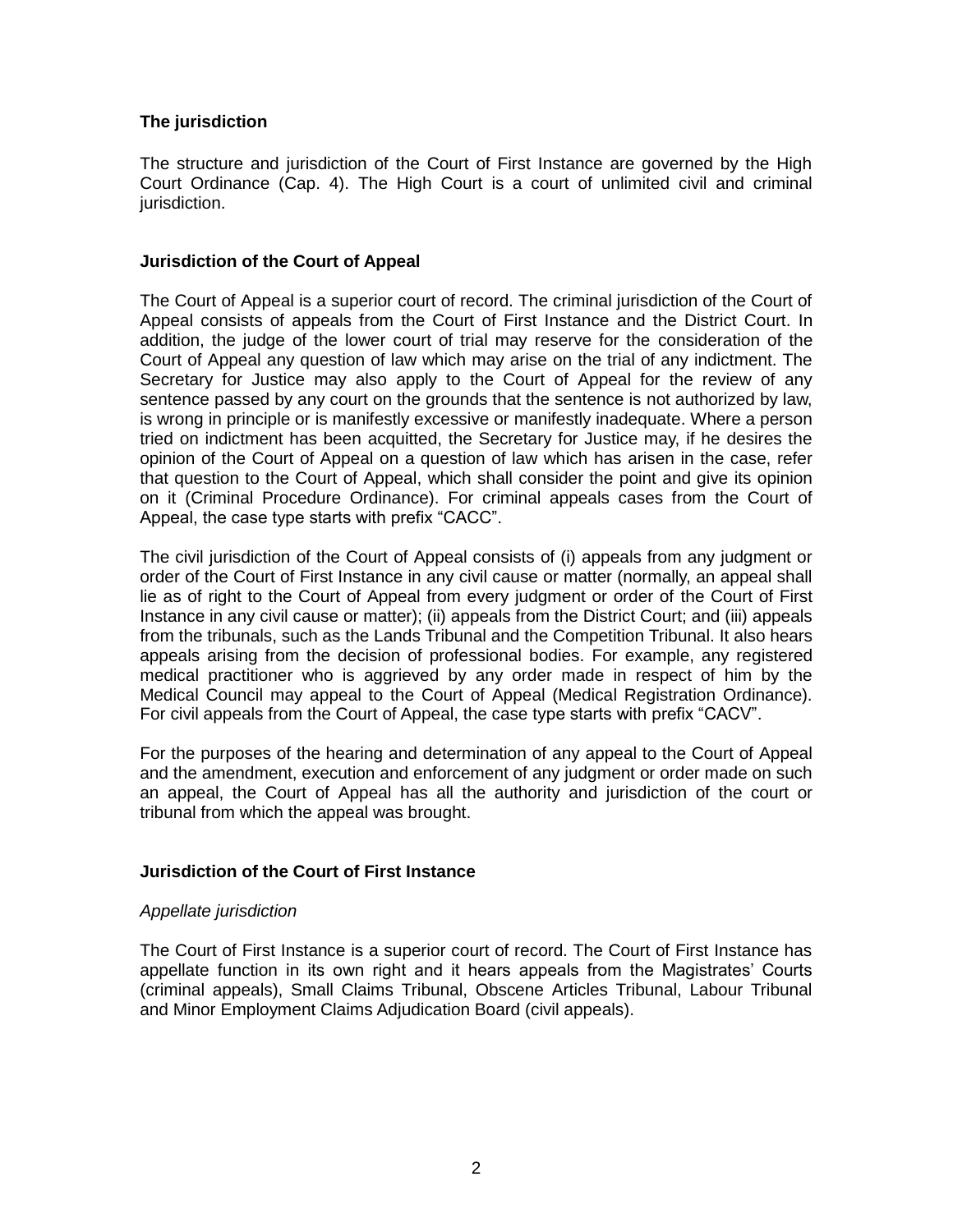### The jurisdiction

The structure and jurisdiction of the Court of First Instance are governed by the High Court Ordinance (Cap. 4). The High Court is a court of unlimited civil and criminal jurisdiction.

### Jurisdiction of the Court of Appeal

The Court of Appeal is a superior court of record. The criminal jurisdiction of the Court of Appeal consists of appeals from the Court of First Instance and the District Court. In addition, the judge of the lower court of trial may reserve for the consideration of the Court of Appeal any question of law which may arise on the trial of any indictment. The Secretary for Justice may also apply to the Court of Appeal for the review of any sentence passed by any court on the grounds that the sentence is not authorized by law, is wrong in principle or is manifestly excessive or manifestly inadequate. Where a person tried on indictment has been acquitted, the Secretary for Justice may, if he desires the opinion of the Court of Appeal on a question of law which has arisen in the case, refer that question to the Court of Appeal, which shall consider the point and give its opinion on it (Criminal Procedure Ordinance). For criminal appeals cases from the Court of Appeal, the case type starts with prefix “CACC”.

The civil jurisdiction of the Court of Appeal consists of (i) appeals from any judgment or order of the Court of First Instance in any civil cause or matter (normally, an appeal shall lie as of right to the Court of Appeal from every judgment or order of the Court of First Instance in any civil cause or matter); (ii) appeals from the District Court; and (iii) appeals from the tribunals, such as the Lands Tribunal and the Competition Tribunal. It also hears appeals arising from the decision of professional bodies. For example, any registered medical practitioner who is aggrieved by any order made in respect of him by the Medical Council may appeal to the Court of Appeal (Medical Registration Ordinance). For civil appeals from the Court of Appeal, the case type starts with prefix “CACV”.

For the purposes of the hearing and determination of any appeal to the Court of Appeal and the amendment, execution and enforcement of any judgment or order made on such an appeal, the Court of Appeal has all the authority and jurisdiction of the court or tribunal from which the appeal was brought.

### Jurisdiction of the Court of First Instance

*Appellate jurisdiction*

The Court of First Instance is a superior court of record. The Court of First Instance has appellate function in its own right and it hears appeals from the Magistrates’ Courts (criminal appeals), Small Claims Tribunal, Obscene Articles Tribunal, Labour Tribunal and Minor Employment Claims Adjudication Board (civil appeals).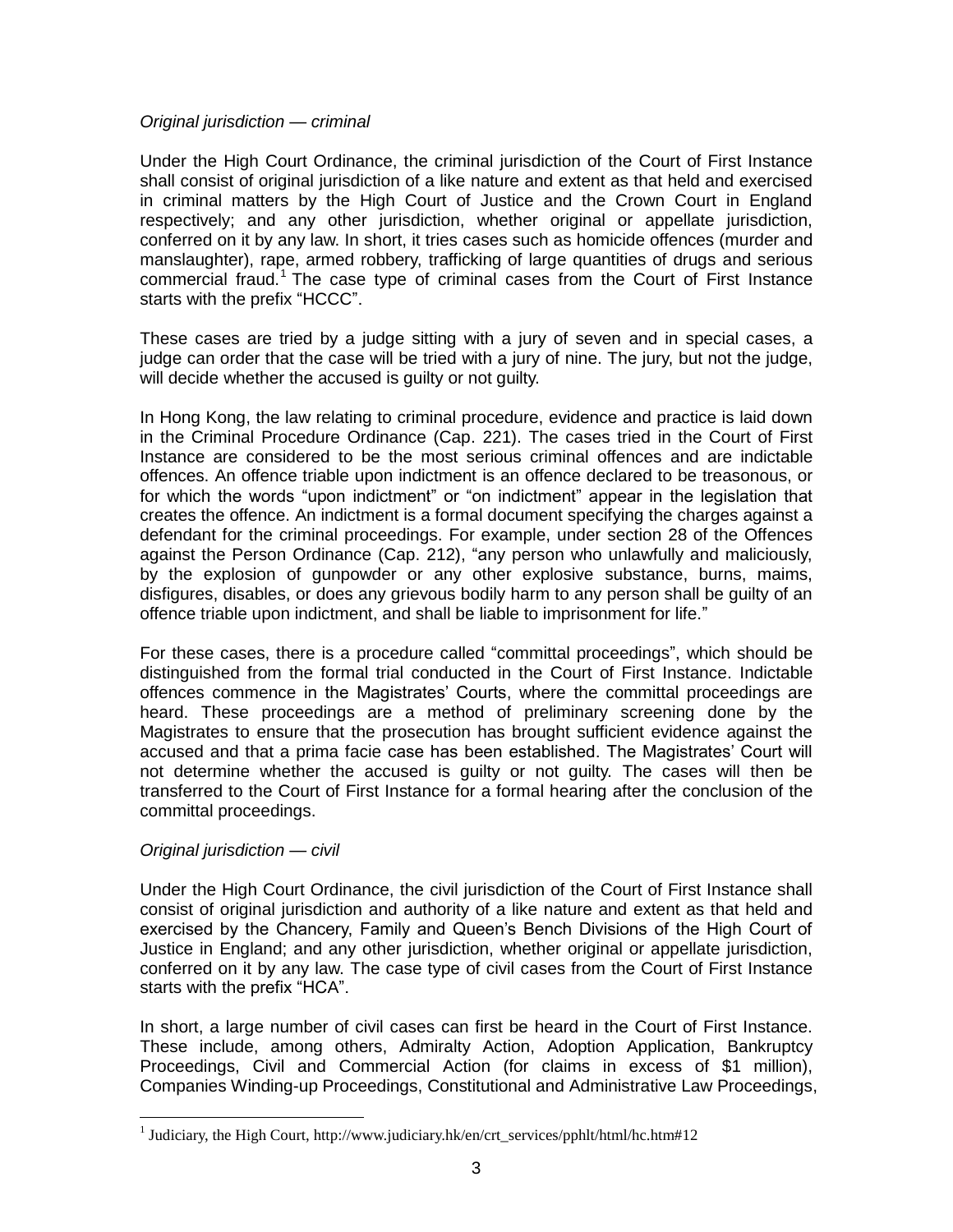*Original jurisdiction — criminal*

Under the High Court Ordinance, the criminal jurisdiction of the Court of First Instance shall consist of original jurisdiction of a like nature and extent as that held and exercised in criminal matters by the High Court of Justice and the Crown Court in England respectively; and any other jurisdiction, whether original or appellate jurisdiction, conferred on it by any law. In short, it tries cases such as homicide offences (murder and manslaughter), rape, armed robbery, trafficking of large quantities of drugs and serious commercial fraud.[1] The case type of criminal cases from the Court of First Instance starts with the prefix "HCCC".

These cases are tried by a judge sitting with a jury of seven and in special cases, a judge can order that the case will be tried with a jury of nine. The jury, but not the judge, will decide whether the accused is guilty or not guilty.

In Hong Kong, the law relating to criminal procedure, evidence and practice is laid down in the Criminal Procedure Ordinance (Cap. 221). The cases tried in the Court of First Instance are considered to be the most serious criminal offences and are indictable offences. An offence triable upon indictment is an offence declared to be treasonous, or for which the words "upon indictment" or "on indictment" appear in the legislation that creates the offence. An indictment is a formal document specifying the charges against a defendant for the criminal proceedings. For example, under section 28 of the Offences against the Person Ordinance (Cap. 212), "any person who unlawfully and maliciously, by the explosion of gunpowder or any other explosive substance, burns, maims, disfigures, disables, or does any grievous bodily harm to any person shall be guilty of an offence triable upon indictment, and shall be liable to imprisonment for life."

For these cases, there is a procedure called "committal proceedings", which should be distinguished from the formal trial conducted in the Court of First Instance. Indictable offences commence in the Magistrates' Courts, where the committal proceedings are heard. These proceedings are a method of preliminary screening done by the Magistrates to ensure that the prosecution has brought sufficient evidence against the accused and that a prima facie case has been established. The Magistrates' Court will not determine whether the accused is guilty or not guilty. The cases will then be transferred to the Court of First Instance for a formal hearing after the conclusion of the committal proceedings.

*Original jurisdiction — civil*

Under the High Court Ordinance, the civil jurisdiction of the Court of First Instance shall consist of original jurisdiction and authority of a like nature and extent as that held and exercised by the Chancery, Family and Queen's Bench Divisions of the High Court of Justice in England; and any other jurisdiction, whether original or appellate jurisdiction, conferred on it by any law. The case type of civil cases from the Court of First Instance starts with the prefix "HCA".

In short, a large number of civil cases can first be heard in the Court of First Instance. These include, among others, Admiralty Action, Adoption Application, Bankruptcy Proceedings, Civil and Commercial Action (for claims in excess of $1 million), Companies Winding-up Proceedings, Constitutional and Administrative Law Proceedings,

---

[1] Judiciary, the High Court, http://www.judiciary.hk/en/crt_services/pphlt/html/hc.htm#12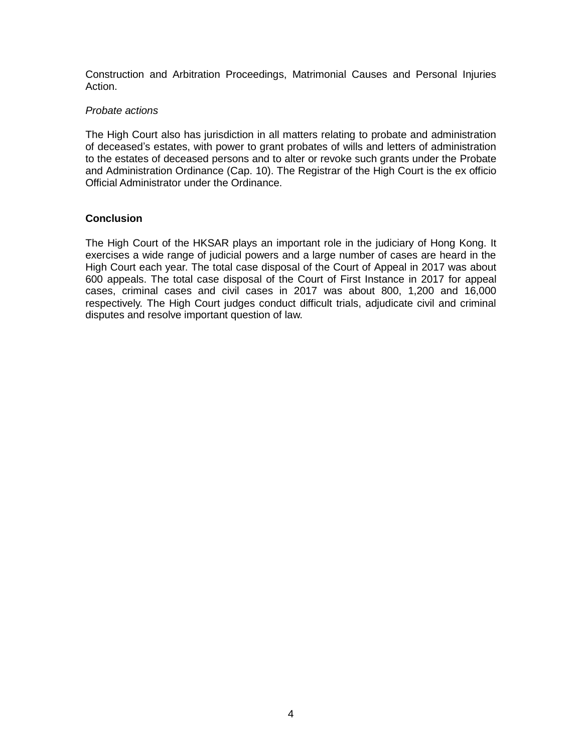Construction and Arbitration Proceedings, Matrimonial Causes and Personal Injuries Action.

*Probate actions*

The High Court also has jurisdiction in all matters relating to probate and administration of deceased's estates, with power to grant probates of wills and letters of administration to the estates of deceased persons and to alter or revoke such grants under the Probate and Administration Ordinance (Cap. 10). The Registrar of the High Court is the ex officio Official Administrator under the Ordinance.

**Conclusion**

The High Court of the HKSAR plays an important role in the judiciary of Hong Kong. It exercises a wide range of judicial powers and a large number of cases are heard in the High Court each year. The total case disposal of the Court of Appeal in 2017 was about 600 appeals. The total case disposal of the Court of First Instance in 2017 for appeal cases, criminal cases and civil cases in 2017 was about 800, 1,200 and 16,000 respectively. The High Court judges conduct difficult trials, adjudicate civil and criminal disputes and resolve important question of law.